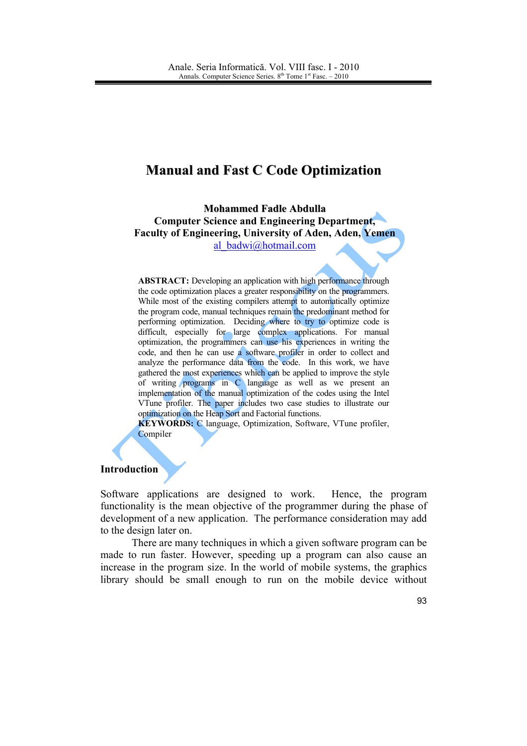# Manual and Fast C Code Optimization

**Mohammed Fadle Abdulla**
**Computer Science and Engineering Department, Faculty of Engineering, University of Aden, Aden, Yemen**
al_badwi@hotmail.com

**ABSTRACT:** Developing an application with high performance through the code optimization places a greater responsibility on the programmers. While most of the existing compilers attempt to automatically optimize the program code, manual techniques remain the predominant method for performing optimization. Deciding where to try to optimize code is difficult, especially for large complex applications. For manual optimization, the programmers can use his experiences in writing the code, and then he can use a software profiler in order to collect and analyze the performance data from the code. In this work, we have gathered the most experiences which can be applied to improve the style of writing programs in C language as well as we present an implementation of the manual optimization of the codes using the Intel VTune profiler. The paper includes two case studies to illustrate our optimization on the Heap Sort and Factorial functions.

**KEYWORDS:** C language, Optimization, Software, VTune profiler, Compiler

## Introduction

Software applications are designed to work. Hence, the program functionality is the mean objective of the programmer during the phase of development of a new application. The performance consideration may add to the design later on.

There are many techniques in which a given software program can be made to run faster. However, speeding up a program can also cause an increase in the program size. In the world of mobile systems, the graphics library should be small enough to run on the mobile device without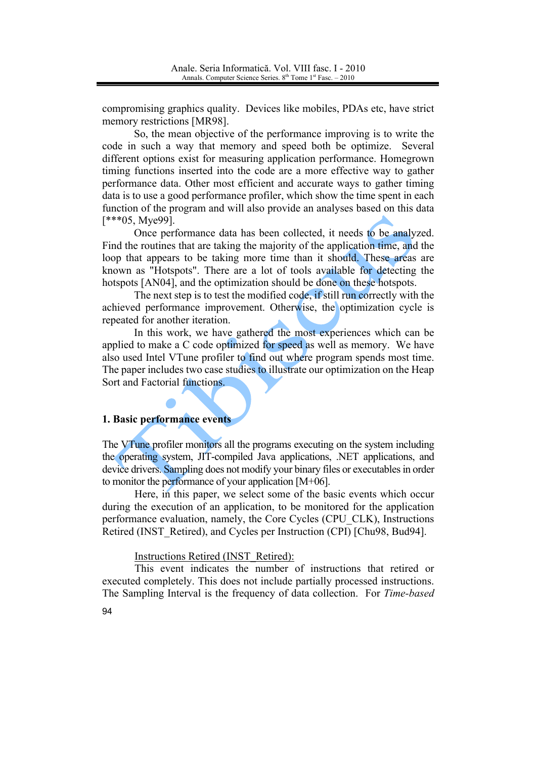compromising graphics quality. Devices like mobiles, PDAs etc, have strict memory restrictions [MR98].

So, the mean objective of the performance improving is to write the code in such a way that memory and speed both be optimize. Several different options exist for measuring application performance. Homegrown timing functions inserted into the code are a more effective way to gather performance data. Other most efficient and accurate ways to gather timing data is to use a good performance profiler, which show the time spent in each function of the program and will also provide an analyses based on this data [***05, Mye99].

Once performance data has been collected, it needs to be analyzed. Find the routines that are taking the majority of the application time, and the loop that appears to be taking more time than it should. These areas are known as "Hotspots". There are a lot of tools available for detecting the hotspots [AN04], and the optimization should be done on these hotspots.

The next step is to test the modified code, if still run correctly with the achieved performance improvement. Otherwise, the optimization cycle is repeated for another iteration.

In this work, we have gathered the most experiences which can be applied to make a C code optimized for speed as well as memory. We have also used Intel VTune profiler to find out where program spends most time. The paper includes two case studies to illustrate our optimization on the Heap Sort and Factorial functions.

## 1. Basic performance events

The VTune profiler monitors all the programs executing on the system including the operating system, JIT-compiled Java applications, .NET applications, and device drivers. Sampling does not modify your binary files or executables in order to monitor the performance of your application [M+06].

Here, in this paper, we select some of the basic events which occur during the execution of an application, to be monitored for the application performance evaluation, namely, the Core Cycles (CPU_CLK), Instructions Retired (INST_Retired), and Cycles per Instruction (CPI) [Chu98, Bud94].

<u>Instructions Retired (INST_Retired):</u>

This event indicates the number of instructions that retired or executed completely. This does not include partially processed instructions. The Sampling Interval is the frequency of data collection. For *Time-based*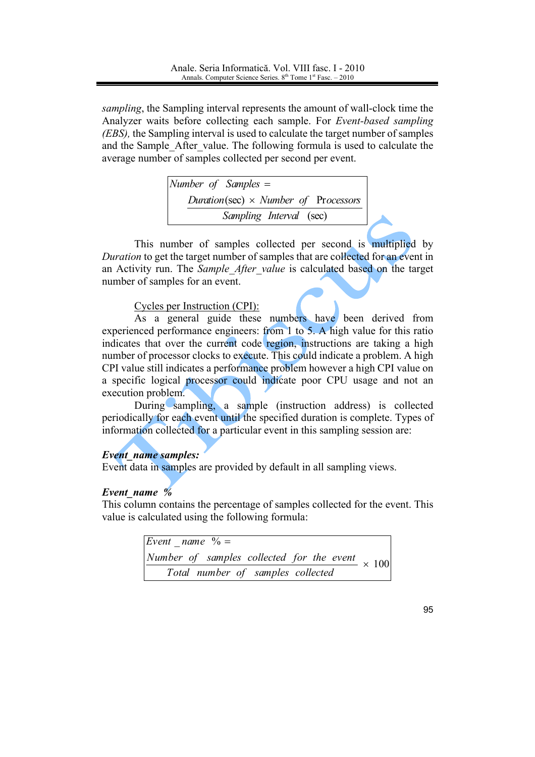*sampling*, the Sampling interval represents the amount of wall-clock time the Analyzer waits before collecting each sample. For *Event-based sampling (EBS),* the Sampling interval is used to calculate the target number of samples and the Sample_After_value. The following formula is used to calculate the average number of samples collected per second per event.

$$Number\ of\ \ Samples = \frac{Duration(\text{sec}) \times Number\ of\ \ \text{Processors}}{Sampling\ \ Interval\ \ (\text{sec})}$$

This number of samples collected per second is multiplied by *Duration* to get the target number of samples that are collected for an event in an Activity run. The *Sample_After_value* is calculated based on the target number of samples for an event.

Cycles per Instruction (CPI):

As a general guide these numbers have been derived from experienced performance engineers: from 1 to 5. A high value for this ratio indicates that over the current code region, instructions are taking a high number of processor clocks to execute. This could indicate a problem. A high CPI value still indicates a performance problem however a high CPI value on a specific logical processor could indicate poor CPU usage and not an execution problem.

During sampling, a sample (instruction address) is collected periodically for each event until the specified duration is complete. Types of information collected for a particular event in this sampling session are:

***Event_name samples:***
Event data in samples are provided by default in all sampling views.

***Event_name %***
This column contains the percentage of samples collected for the event. This value is calculated using the following formula:

$$Event\_name\ \ \% = \frac{Number\ \ of\ \ samples\ \ collected\ \ for\ \ the\ \ event}{Total\ \ number\ \ of\ \ samples\ \ collected} \times 100$$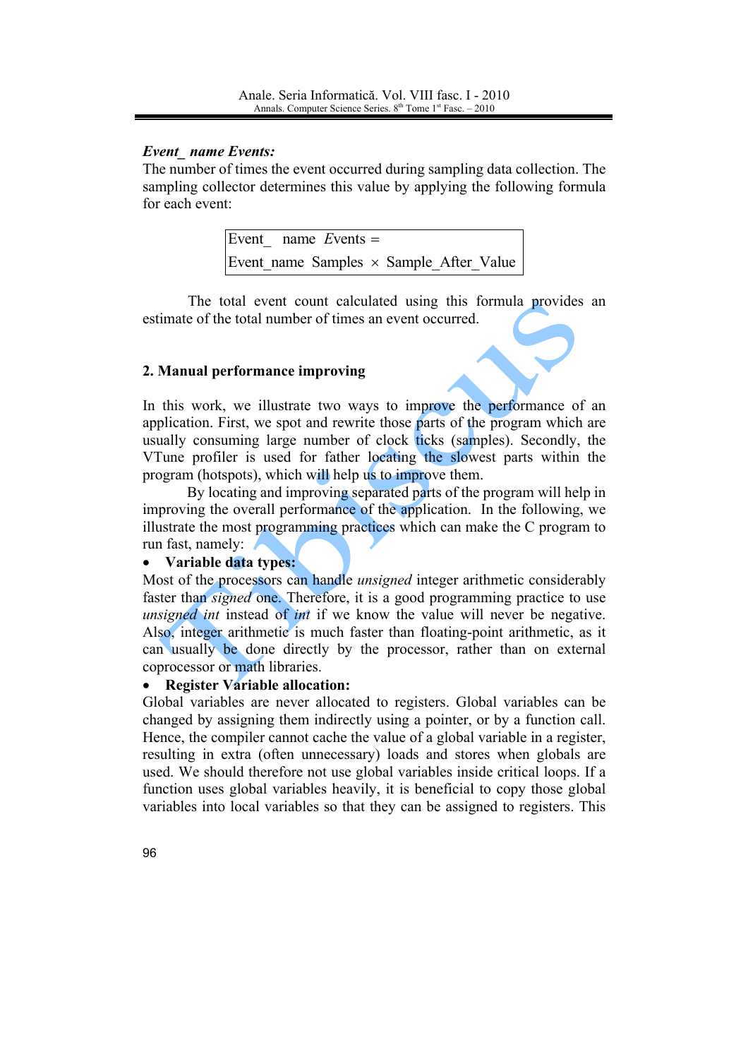***Event_ name Events:***

The number of times the event occurred during sampling data collection. The sampling collector determines this value by applying the following formula for each event:

$$\text{Event\_ name } Events = \text{Event\_name Samples} \times \text{Sample\_After\_Value}$$

The total event count calculated using this formula provides an estimate of the total number of times an event occurred.

## 2. Manual performance improving

In this work, we illustrate two ways to improve the performance of an application. First, we spot and rewrite those parts of the program which are usually consuming large number of clock ticks (samples). Secondly, the VTune profiler is used for father locating the slowest parts within the program (hotspots), which will help us to improve them.

By locating and improving separated parts of the program will help in improving the overall performance of the application. In the following, we illustrate the most programming practices which can make the C program to run fast, namely:

- **Variable data types:**

Most of the processors can handle *unsigned* integer arithmetic considerably faster than *signed* one. Therefore, it is a good programming practice to use *unsigned int* instead of *int* if we know the value will never be negative. Also, integer arithmetic is much faster than floating-point arithmetic, as it can usually be done directly by the processor, rather than on external coprocessor or math libraries.

- **Register Variable allocation:**

Global variables are never allocated to registers. Global variables can be changed by assigning them indirectly using a pointer, or by a function call. Hence, the compiler cannot cache the value of a global variable in a register, resulting in extra (often unnecessary) loads and stores when globals are used. We should therefore not use global variables inside critical loops. If a function uses global variables heavily, it is beneficial to copy those global variables into local variables so that they can be assigned to registers. This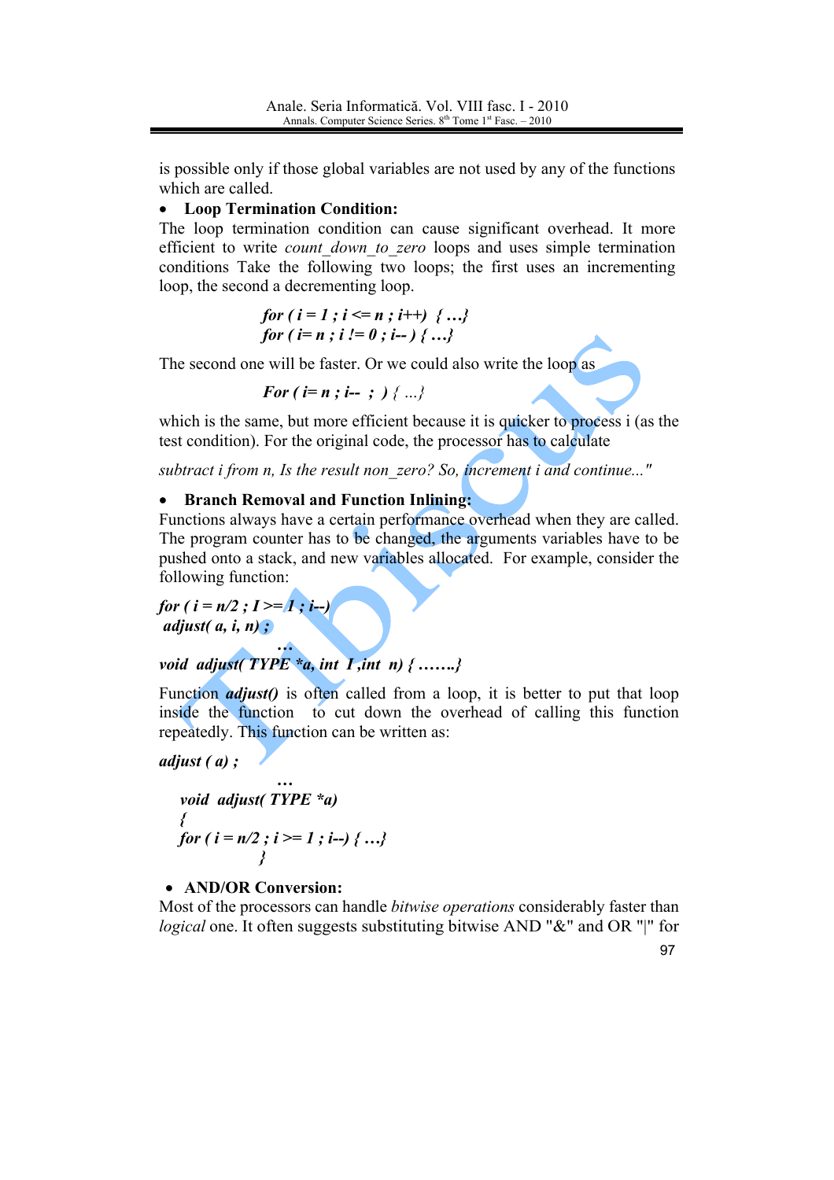is possible only if those global variables are not used by any of the functions which are called.

- **Loop Termination Condition:**

The loop termination condition can cause significant overhead. It more efficient to write *count_down_to_zero* loops and uses simple termination conditions Take the following two loops; the first uses an incrementing loop, the second a decrementing loop.

```
for ( i = 1 ; i <= n ; i++)  { …}
for ( i= n ; i != 0 ; i-- ) { …}
```

The second one will be faster. Or we could also write the loop as

```
For ( i= n ; i--  ;  ) { …}
```

which is the same, but more efficient because it is quicker to process i (as the test condition). For the original code, the processor has to calculate

*subtract i from n, Is the result non_zero? So, increment i and continue..."*

- **Branch Removal and Function Inlining:**

Functions always have a certain performance overhead when they are called. The program counter has to be changed, the arguments variables have to be pushed onto a stack, and new variables allocated. For example, consider the following function:

```
for ( i = n/2 ; I >= 1 ; i--)
 adjust( a, i, n) ;
                …
void  adjust( TYPE *a, int  I ,int  n) { …….}
```

Function ***adjust()*** is often called from a loop, it is better to put that loop inside the function to cut down the overhead of calling this function repeatedly. This function can be written as:

```
adjust ( a) ;
                …
   void  adjust( TYPE *a)
   {
   for ( i = n/2 ; i >= 1 ; i--) { …}
               }
```

- **AND/OR Conversion:**

Most of the processors can handle *bitwise operations* considerably faster than *logical* one. It often suggests substituting bitwise AND "&" and OR "|" for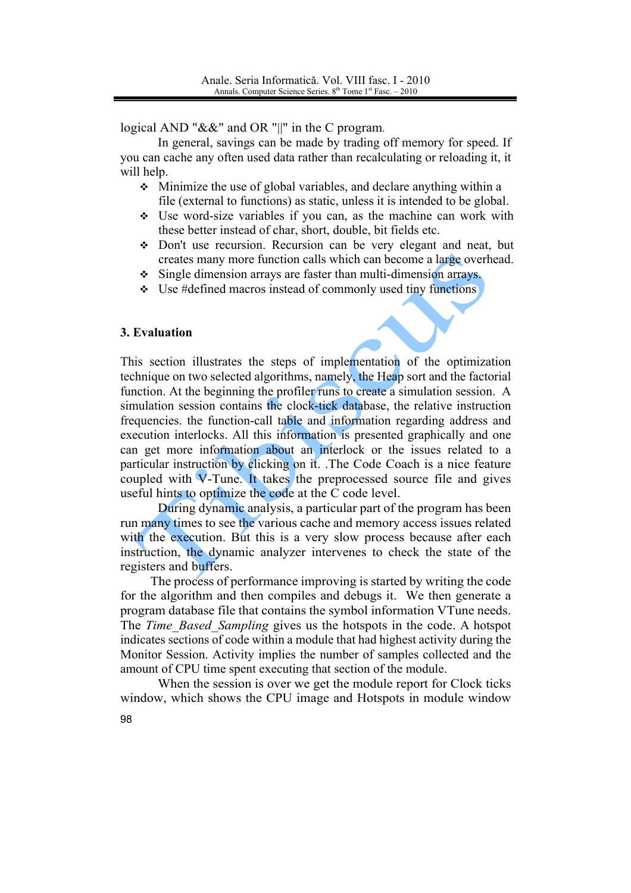logical AND "&&" and OR "||" in the C program.

In general, savings can be made by trading off memory for speed. If you can cache any often used data rather than recalculating or reloading it, it will help.

- Minimize the use of global variables, and declare anything within a file (external to functions) as static, unless it is intended to be global.
- Use word-size variables if you can, as the machine can work with these better instead of char, short, double, bit fields etc.
- Don't use recursion. Recursion can be very elegant and neat, but creates many more function calls which can become a large overhead.
- Single dimension arrays are faster than multi-dimension arrays.
- Use #defined macros instead of commonly used tiny functions

## 3. Evaluation

This section illustrates the steps of implementation of the optimization technique on two selected algorithms, namely, the Heap sort and the factorial function. At the beginning the profiler runs to create a simulation session. A simulation session contains the clock-tick database, the relative instruction frequencies. the function-call table and information regarding address and execution interlocks. All this information is presented graphically and one can get more information about an interlock or the issues related to a particular instruction by clicking on it. .The Code Coach is a nice feature coupled with V-Tune. It takes the preprocessed source file and gives useful hints to optimize the code at the C code level.

During dynamic analysis, a particular part of the program has been run many times to see the various cache and memory access issues related with the execution. But this is a very slow process because after each instruction, the dynamic analyzer intervenes to check the state of the registers and buffers.

The process of performance improving is started by writing the code for the algorithm and then compiles and debugs it. We then generate a program database file that contains the symbol information VTune needs. The *Time_Based_Sampling* gives us the hotspots in the code. A hotspot indicates sections of code within a module that had highest activity during the Monitor Session. Activity implies the number of samples collected and the amount of CPU time spent executing that section of the module.

When the session is over we get the module report for Clock ticks window, which shows the CPU image and Hotspots in module window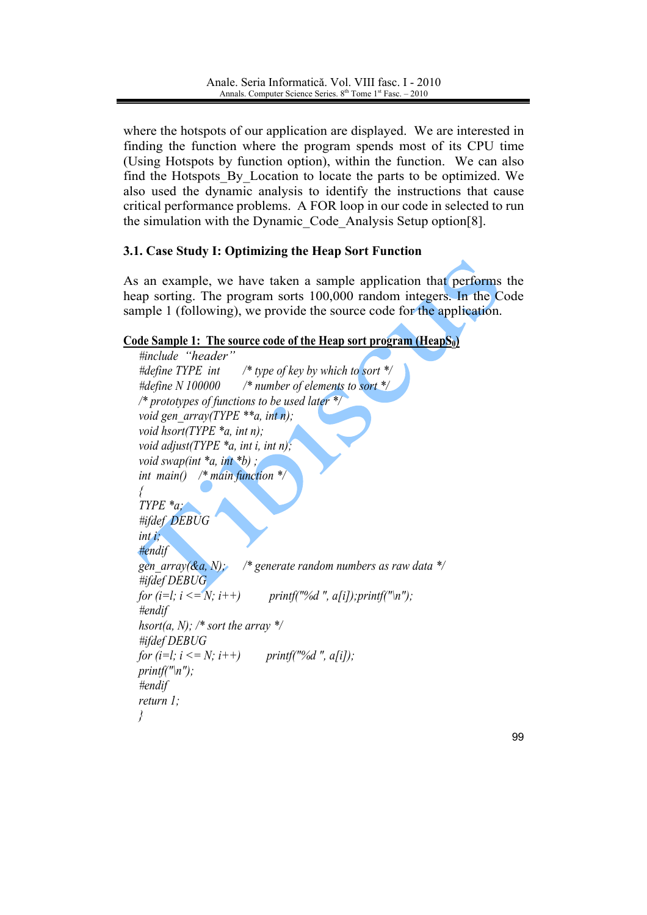where the hotspots of our application are displayed. We are interested in finding the function where the program spends most of its CPU time (Using Hotspots by function option), within the function. We can also find the Hotspots_By_Location to locate the parts to be optimized. We also used the dynamic analysis to identify the instructions that cause critical performance problems. A FOR loop in our code in selected to run the simulation with the Dynamic_Code_Analysis Setup option[8].

### 3.1. Case Study I: Optimizing the Heap Sort Function

As an example, we have taken a sample application that performs the heap sorting. The program sorts 100,000 random integers. In the Code sample 1 (following), we provide the source code for the application.

**Code Sample 1: The source code of the Heap sort program (HeapS$_0$)**

```
#include "header"
#define TYPE int       /* type of key by which to sort */
#define N 100000       /* number of elements to sort */
/* prototypes of functions to be used later */
void gen_array(TYPE **a, int n);
void hsort(TYPE *a, int n);
void adjust(TYPE *a, int i, int n);
void swap(int *a, int *b) ;
int main()    /* main function */
{
TYPE *a;
#ifdef DEBUG
int i;
#endif
gen_array(&a, N);     /* generate random numbers as raw data */
#ifdef DEBUG
for (i=l; i <= N; i++)        printf("%d ", a[i]);printf("\n");
#endif
hsort(a, N); /* sort the array */
#ifdef DEBUG
for (i=l; i <= N; i++)       printf("%d ", a[i]);
printf("\n");
#endif
return 1;
}
```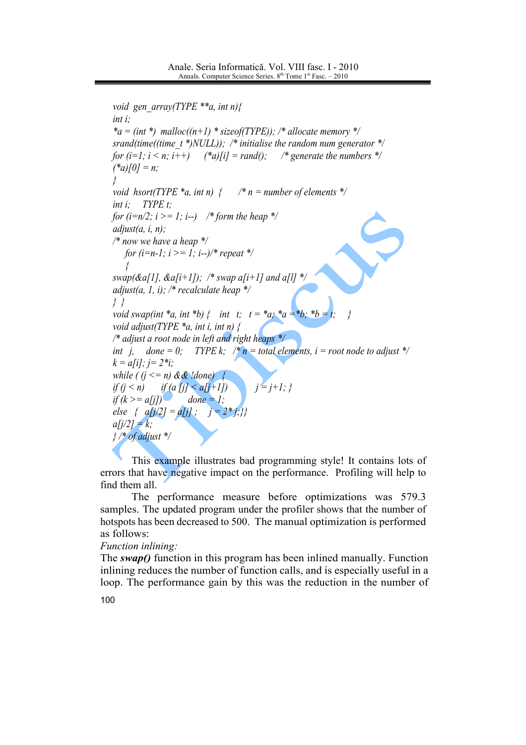```
void  gen_array(TYPE **a, int n){
int i;
*a = (int *)  malloc((n+1) * sizeof(TYPE)); /* allocate memory */
srand(time((time_t *)NULL)); /* initialise the random num generator */
for (i=1; i < n; i++)      (*a)[i] = rand();      /* generate the numbers */
(*a)[0] = n;
}
void  hsort(TYPE *a, int n)  {      /* n = number of elements */
int i;    TYPE t;
for (i=n/2; i >= 1; i--)    /* form the heap */
adjust(a, i, n);
/* now we have a heap */
   for (i=n-1; i >= 1; i--)/* repeat */
   {
swap(&a[1], &a[i+1]);  /* swap a[i+1] and a[l] */
adjust(a, 1, i); /* recalculate heap */
} }
void swap(int *a, int *b) {    int   t;    t = *a; *a = *b; *b = t;     }
void adjust(TYPE *a, int i, int n) {
/* adjust a root node in left and right heaps */
int   j,    done = 0;     TYPE k;    /* n = total elements, i = root node to adjust */
k = a[i]; j= 2*i;
while ( (j <= n) && !done)    {
if (j < n)      if (a [j] < a[j+1])          j = j+1; }
if (k >= a[j])           done = 1;
else   {   a[j/2] = a[j] ;     j = 2* j;}}
a[j/2] = k;
} /* of adjust */
```

This example illustrates bad programming style! It contains lots of errors that have negative impact on the performance. Profiling will help to find them all.

The performance measure before optimizations was 579.3 samples. The updated program under the profiler shows that the number of hotspots has been decreased to 500. The manual optimization is performed as follows:

*Function inlining:*

The ***swap()*** function in this program has been inlined manually. Function inlining reduces the number of function calls, and is especially useful in a loop. The performance gain by this was the reduction in the number of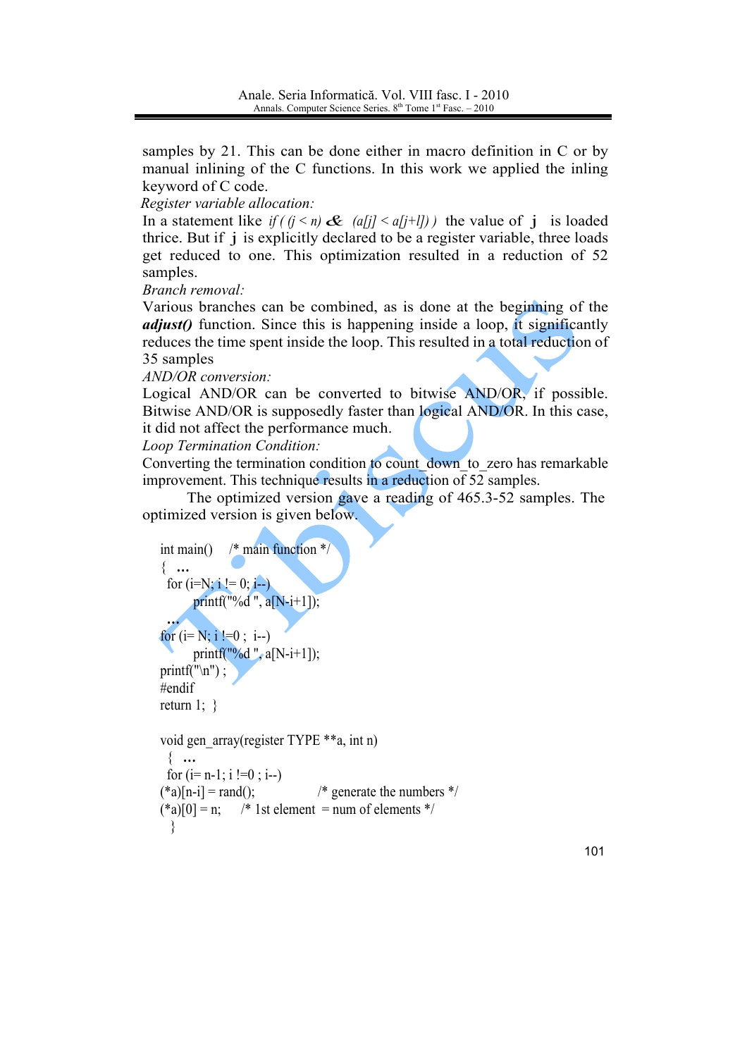samples by 21. This can be done either in macro definition in C or by manual inlining of the C functions. In this work we applied the inling keyword of C code.

*Register variable allocation:*

In a statement like *if ( (j < n) && (a[j] < a[j+1]) )* the value of **j** is loaded thrice. But if **j** is explicitly declared to be a register variable, three loads get reduced to one. This optimization resulted in a reduction of 52 samples.

*Branch removal:*

Various branches can be combined, as is done at the beginning of the ***adjust()*** function. Since this is happening inside a loop, it significantly reduces the time spent inside the loop. This resulted in a total reduction of 35 samples

*AND/OR conversion:*

Logical AND/OR can be converted to bitwise AND/OR, if possible. Bitwise AND/OR is supposedly faster than logical AND/OR. In this case, it did not affect the performance much.

*Loop Termination Condition:*

Converting the termination condition to count_down_to_zero has remarkable improvement. This technique results in a reduction of 52 samples.

The optimized version gave a reading of 465.3-52 samples. The optimized version is given below.

```
int main()     /* main function */
{  ...
  for (i=N; i != 0; i--)
        printf("%d ", a[N-i+1]);
  ...
for (i= N; i !=0 ;  i--)
        printf("%d ", a[N-i+1]);
printf("\n") ;
#endif
return 1;  }

void gen_array(register TYPE **a, int n)
  {  ...
  for (i= n-1; i !=0 ; i--)
(*a)[n-i] = rand();              /* generate the numbers */
(*a)[0] = n;     /* 1st element  = num of elements */
   }
```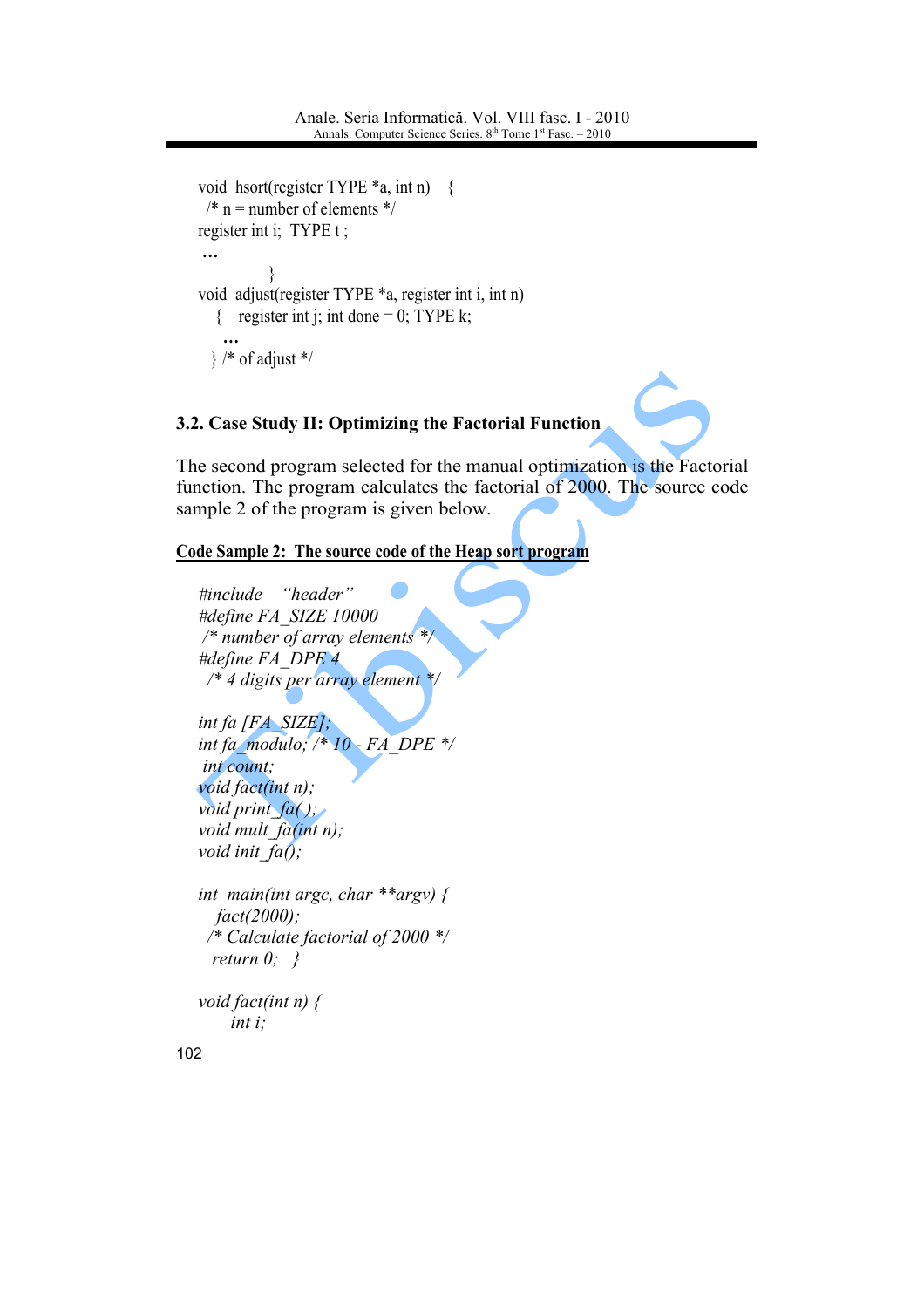```
void  hsort(register TYPE *a, int n)    {
  /* n = number of elements */
register int i;  TYPE t ;
 ...
             }
void  adjust(register TYPE *a, register int i, int n)
    {    register int j; int done = 0; TYPE k;
     ...
   } /* of adjust */
```

### 3.2. Case Study II: Optimizing the Factorial Function

The second program selected for the manual optimization is the Factorial function. The program calculates the factorial of 2000. The source code sample 2 of the program is given below.

**Code Sample 2: The source code of the Heap sort program**

```
#include    "header"
#define FA_SIZE 10000
 /* number of array elements */
#define FA_DPE 4
  /* 4 digits per array element */

int fa [FA_SIZE];
int fa_modulo; /* 10 - FA_DPE */
 int count;
void fact(int n);
void print_fa( );
void mult_fa(int n);
void init_fa();

int  main(int argc, char **argv) {
   fact(2000);
  /* Calculate factorial of 2000 */
   return 0;   }

void fact(int n) {
      int i;
```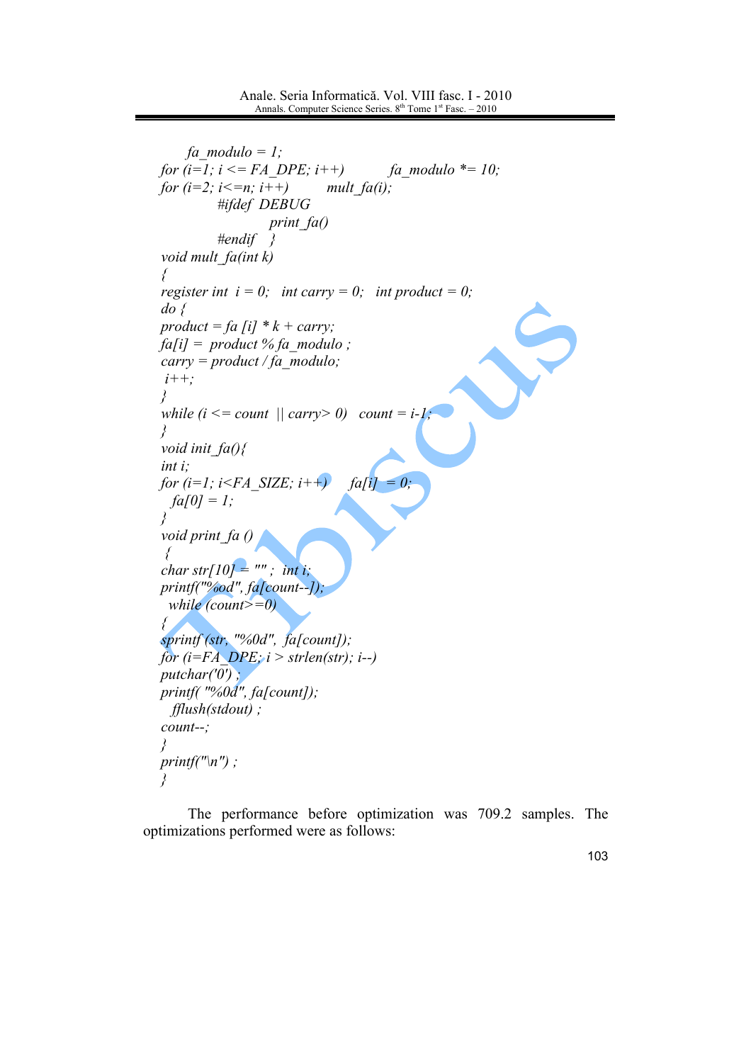```
        fa_modulo = 1;
  for (i=1; i <= FA_DPE; i++)          fa_modulo *= 10;
  for (i=2; i<=n; i++)         mult_fa(i);
              #ifdef DEBUG
                       print_fa()
              #endif   }
  void mult_fa(int k)
  {
  register int  i = 0;   int carry = 0;   int product = 0;
  do {
  product = fa [i] * k + carry;
  fa[i] =  product % fa_modulo ;
  carry = product / fa_modulo;
   i++;
  }
  while (i <= count  || carry> 0)   count = i-1;
  }
  void init_fa(){
  int i;
  for (i=1; i<FA_SIZE; i++)      fa[i]  = 0;
    fa[0] = 1;
  }
  void print_fa ()
   {
  char str[10] = "" ;  int i;
  printf("%od", fa[count--]);
    while (count>=0)
  {
  sprintf (str, "%0d",  fa[count]);
  for (i=FA_DPE; i > strlen(str); i--)
  putchar('0') ;
  printf( "%0d", fa[count]);
    fflush(stdout) ;
  count--;
  }
  printf("\n") ;
  }
```

The performance before optimization was 709.2 samples. The optimizations performed were as follows: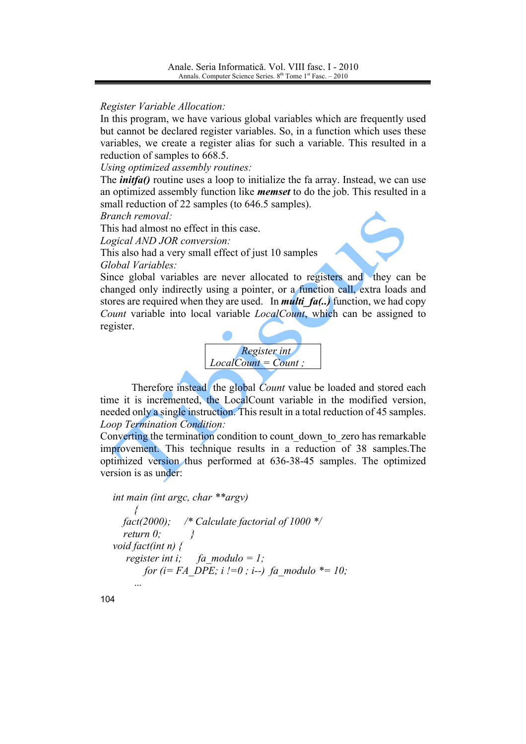*Register Variable Allocation:*

In this program, we have various global variables which are frequently used but cannot be declared register variables. So, in a function which uses these variables, we create a register alias for such a variable. This resulted in a reduction of samples to 668.5.

*Using optimized assembly routines:*

The ***initfa()*** routine uses a loop to initialize the fa array. Instead, we can use an optimized assembly function like ***memset*** to do the job. This resulted in a small reduction of 22 samples (to 646.5 samples).

*Branch removal:*

This had almost no effect in this case.

*Logical AND JOR conversion:*

This also had a very small effect of just 10 samples

*Global Variables:*

Since global variables are never allocated to registers and they can be changed only indirectly using a pointer, or a function call, extra loads and stores are required when they are used. In ***multi_fa(..)*** function, we had copy *Count* variable into local variable *LocalCount*, which can be assigned to register.

```
Register int
LocalCount = Count ;
```

Therefore instead the global *Count* value be loaded and stored each time it is incremented, the LocalCount variable in the modified version, needed only a single instruction. This result in a total reduction of 45 samples.

*Loop Termination Condition:*

Converting the termination condition to count_down_to_zero has remarkable improvement. This technique results in a reduction of 38 samples.The optimized version thus performed at 636-38-45 samples. The optimized version is as under:

```
int main (int argc, char **argv)
      {
   fact(2000);    /* Calculate factorial of 1000 */
   return 0;         }
void fact(int n) {
    register int i;     fa_modulo = 1;
         for (i= FA_DPE; i !=0 ; i--)  fa_modulo *= 10;
      ...
```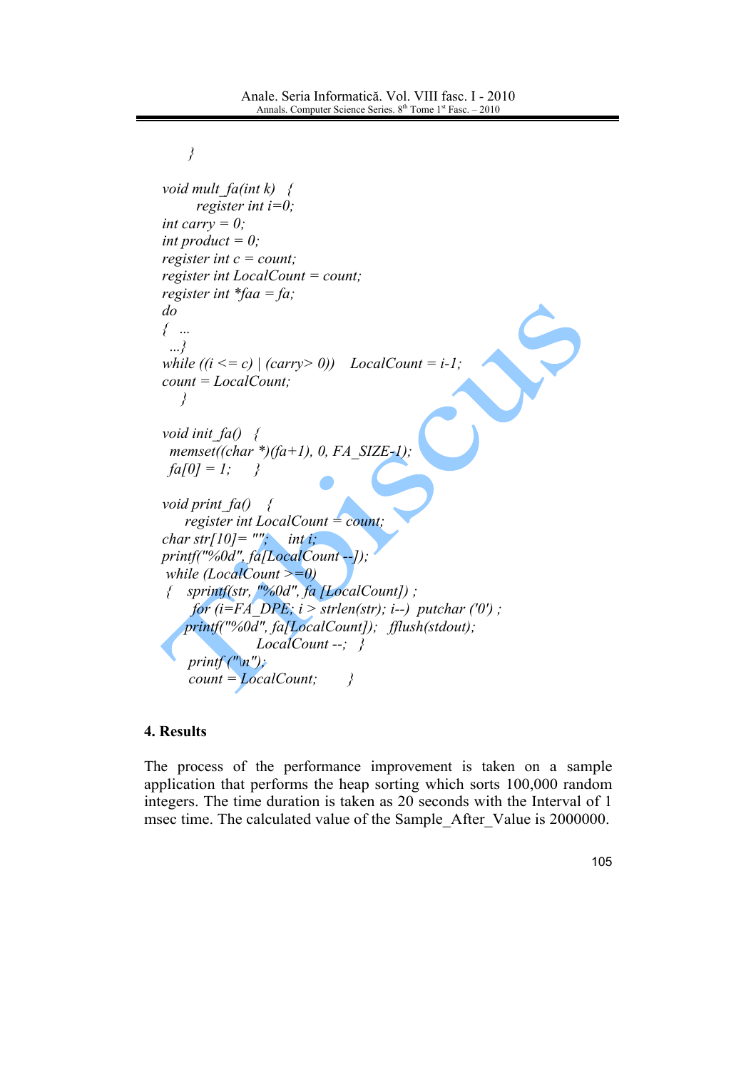```
    }

void mult_fa(int k)   {
        register int i=0;
int carry = 0;
int product = 0;
register int c = count;
register int LocalCount = count;
register int *faa = fa;
do
{  …
  …}
while ((i <= c) | (carry> 0))    LocalCount = i-1;
count = LocalCount;
   }

void init_fa()   {
  memset((char *)(fa+1), 0, FA_SIZE-1);
  fa[0] = 1;      }

void print_fa()    {
     register int LocalCount = count;
char str[10]= "";     int i;
printf("%0d", fa[LocalCount --]);
 while (LocalCount >=0)
 {   sprintf(str, "%0d", fa [LocalCount]) ;
     for (i=FA_DPE; i > strlen(str); i--)  putchar ('0') ;
   printf("%0d", fa[LocalCount]);   fflush(stdout);
                  LocalCount --;   }
    printf ("\n");
    count = LocalCount;       }
```

## 4. Results

The process of the performance improvement is taken on a sample application that performs the heap sorting which sorts 100,000 random integers. The time duration is taken as 20 seconds with the Interval of 1 msec time. The calculated value of the Sample_After_Value is 2000000.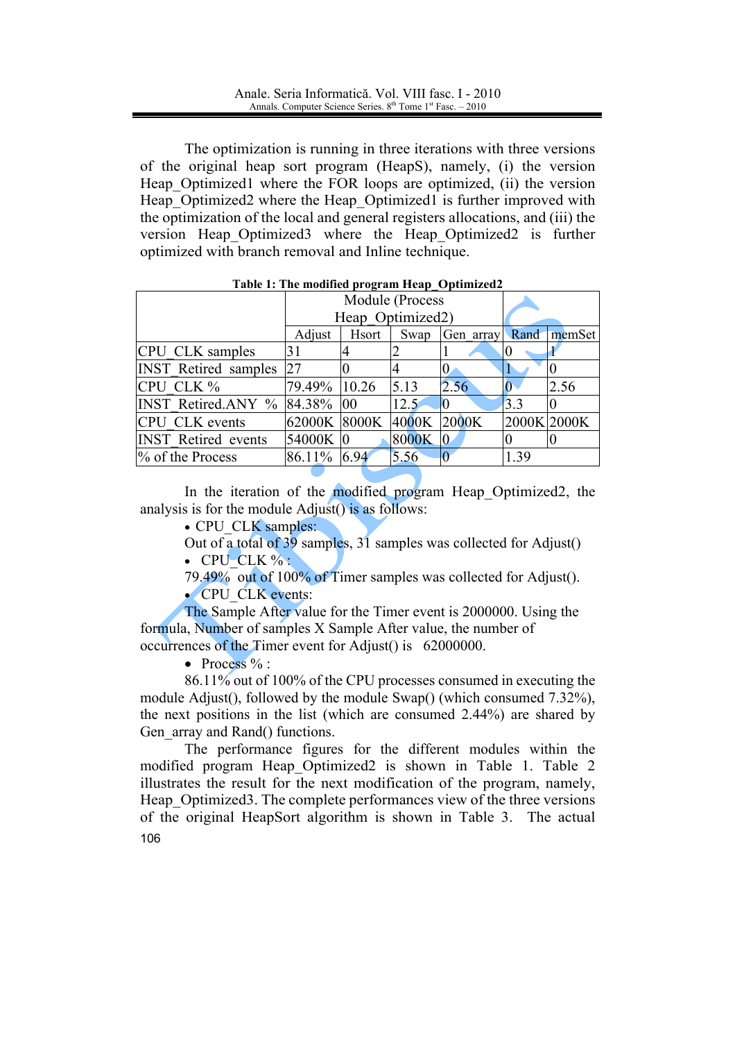The optimization is running in three iterations with three versions of the original heap sort program (HeapS), namely, (i) the version Heap_Optimized1 where the FOR loops are optimized, (ii) the version Heap_Optimized2 where the Heap_Optimized1 is further improved with the optimization of the local and general registers allocations, and (iii) the version Heap_Optimized3 where the Heap_Optimized2 is further optimized with branch removal and Inline technique.

**Table 1: The modified program Heap_Optimized2**

| | Module (Process Heap_Optimized2) | | | | | |
|---|---|---|---|---|---|---|
| | Adjust | Hsort | Swap | Gen_array | Rand | memSet |
| CPU_CLK samples | 31 | 4 | 2 | 1 | 0 | 1 |
| INST_Retired samples | 27 | 0 | 4 | 0 | 1 | 0 |
| CPU_CLK % | 79.49% | 10.26 | 5.13 | 2.56 | 0 | 2.56 |
| INST_Retired.ANY % | 84.38% | 00 | 12.5 | 0 | 3.3 | 0 |
| CPU_CLK events | 62000K | 8000K | 4000K | 2000K | 2000K | 2000K |
| INST_Retired events | 54000K | 0 | 8000K | 0 | 0 | 0 |
| % of the Process | 86.11% | 6.94 | 5.56 | 0 | 1.39 | |

In the iteration of the modified program Heap_Optimized2, the analysis is for the module Adjust() is as follows:

- CPU_CLK samples:

  Out of a total of 39 samples, 31 samples was collected for Adjust()

- CPU_CLK % :

  79.49% out of 100% of Timer samples was collected for Adjust().

- CPU_CLK events:

  The Sample After value for the Timer event is 2000000. Using the formula, Number of samples X Sample After value, the number of occurrences of the Timer event for Adjust() is 62000000.

- Process % :

  86.11% out of 100% of the CPU processes consumed in executing the module Adjust(), followed by the module Swap() (which consumed 7.32%), the next positions in the list (which are consumed 2.44%) are shared by Gen_array and Rand() functions.

The performance figures for the different modules within the modified program Heap_Optimized2 is shown in Table 1. Table 2 illustrates the result for the next modification of the program, namely, Heap_Optimized3. The complete performances view of the three versions of the original HeapSort algorithm is shown in Table 3. The actual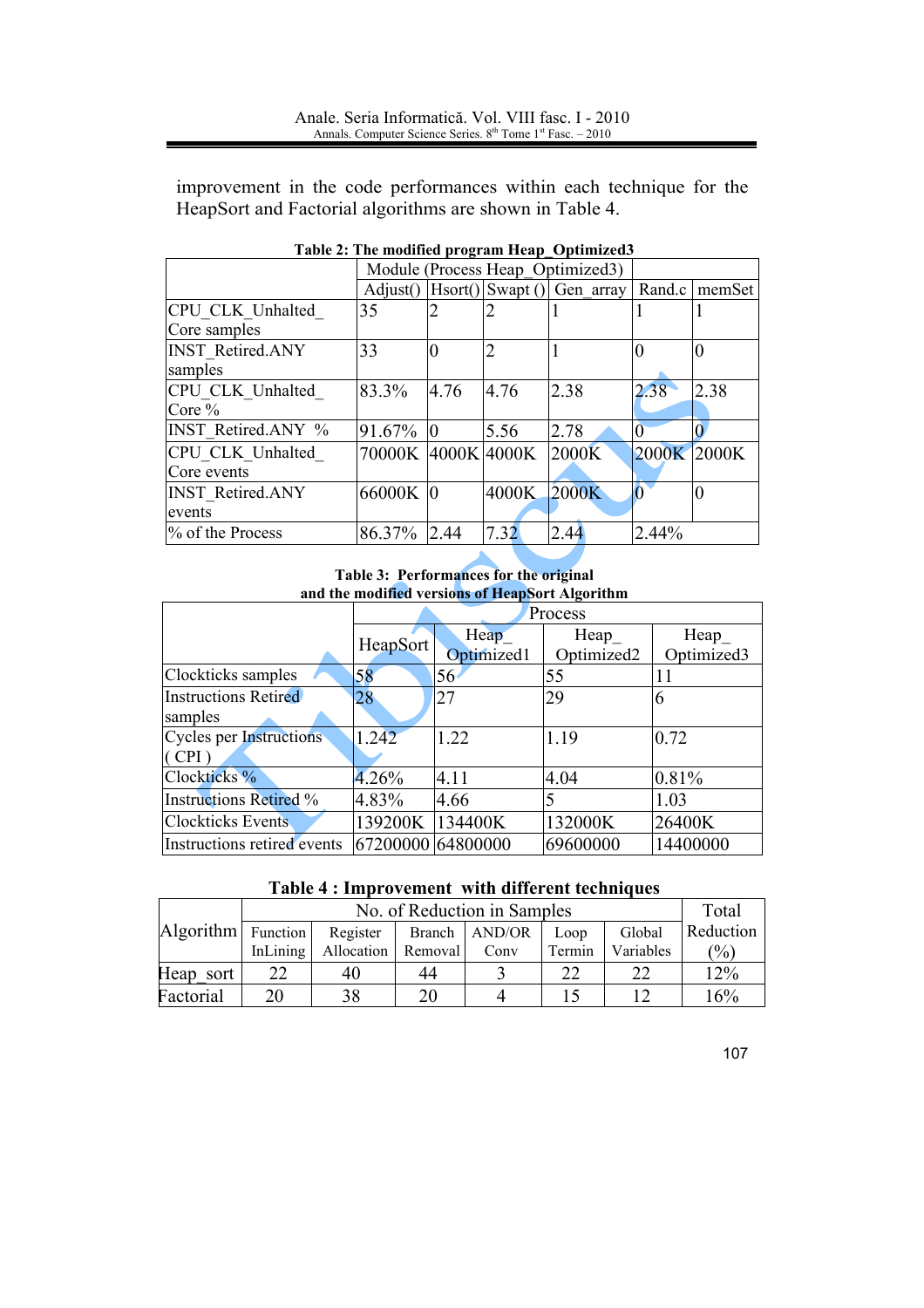improvement in the code performances within each technique for the HeapSort and Factorial algorithms are shown in Table 4.

**Table 2: The modified program Heap_Optimized3**

| | Module (Process Heap_Optimized3) | | | | | |
|---|---|---|---|---|---|---|
| | Adjust() | Hsort() | Swapt () | Gen_array | Rand.c | memSet |
| CPU_CLK_Unhalted_ Core samples | 35 | 2 | 2 | 1 | 1 | 1 |
| INST_Retired.ANY samples | 33 | 0 | 2 | 1 | 0 | 0 |
| CPU_CLK_Unhalted_ Core % | 83.3% | 4.76 | 4.76 | 2.38 | 2.38 | 2.38 |
| INST_Retired.ANY % | 91.67% | 0 | 5.56 | 2.78 | 0 | 0 |
| CPU_CLK_Unhalted_ Core events | 70000K | 4000K | 4000K | 2000K | 2000K | 2000K |
| INST_Retired.ANY events | 66000K | 0 | 4000K | 2000K | 0 | 0 |
| % of the Process | 86.37% | 2.44 | 7.32 | 2.44 | 2.44% | |

**Table 3: Performances for the original and the modified versions of HeapSort Algorithm**

| | Process | | | |
|---|---|---|---|---|
| | HeapSort | Heap_ Optimized1 | Heap_ Optimized2 | Heap_ Optimized3 |
| Clockticks samples | 58 | 56 | 55 | 11 |
| Instructions Retired samples | 28 | 27 | 29 | 6 |
| Cycles per Instructions ( CPI ) | 1.242 | 1.22 | 1.19 | 0.72 |
| Clockticks % | 4.26% | 4.11 | 4.04 | 0.81% |
| Instructions Retired % | 4.83% | 4.66 | 5 | 1.03 |
| Clockticks Events | 139200K | 134400K | 132000K | 26400K |
| Instructions retired events | 67200000 | 64800000 | 69600000 | 14400000 |

**Table 4 : Improvement with different techniques**

| Algorithm | No. of Reduction in Samples | | | | | | Total Reduction (%) |
|---|---|---|---|---|---|---|---|
| | Function InLining | Register Allocation | Branch Removal | AND/OR Conv | Loop Termin | Global Variables | |
| Heap_sort | 22 | 40 | 44 | 3 | 22 | 22 | 12% |
| Factorial | 20 | 38 | 20 | 4 | 15 | 12 | 16% |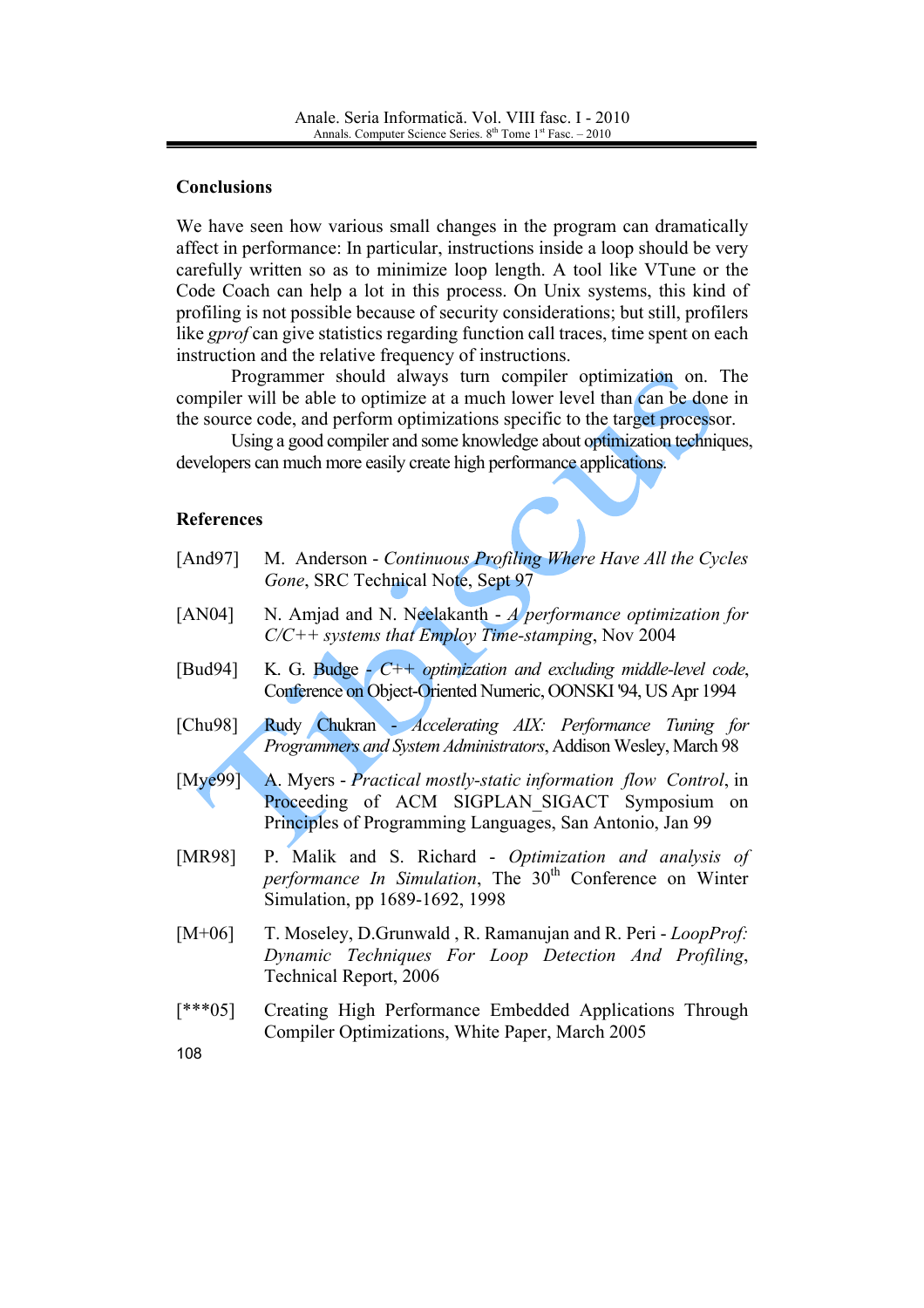## Conclusions

We have seen how various small changes in the program can dramatically affect in performance: In particular, instructions inside a loop should be very carefully written so as to minimize loop length. A tool like VTune or the Code Coach can help a lot in this process. On Unix systems, this kind of profiling is not possible because of security considerations; but still, profilers like *gprof* can give statistics regarding function call traces, time spent on each instruction and the relative frequency of instructions.

Programmer should always turn compiler optimization on. The compiler will be able to optimize at a much lower level than can be done in the source code, and perform optimizations specific to the target processor.

Using a good compiler and some knowledge about optimization techniques, developers can much more easily create high performance applications.

## References

[And97] M. Anderson - *Continuous Profiling Where Have All the Cycles Gone*, SRC Technical Note, Sept 97

[AN04] N. Amjad and N. Neelakanth - *A performance optimization for C/C++ systems that Employ Time-stamping*, Nov 2004

[Bud94] K. G. Budge - *C++ optimization and excluding middle-level code*, Conference on Object-Oriented Numeric, OONSKI '94, US Apr 1994

[Chu98] Rudy Chukran - *Accelerating AIX: Performance Tuning for Programmers and System Administrators*, Addison Wesley, March 98

[Mye99] A. Myers - *Practical mostly-static information flow Control*, in Proceeding of ACM SIGPLAN_SIGACT Symposium on Principles of Programming Languages, San Antonio, Jan 99

[MR98] P. Malik and S. Richard - *Optimization and analysis of performance In Simulation*, The 30th Conference on Winter Simulation, pp 1689-1692, 1998

[M+06] T. Moseley, D.Grunwald , R. Ramanujan and R. Peri - *LoopProf: Dynamic Techniques For Loop Detection And Profiling*, Technical Report, 2006

[***05] Creating High Performance Embedded Applications Through Compiler Optimizations, White Paper, March 2005